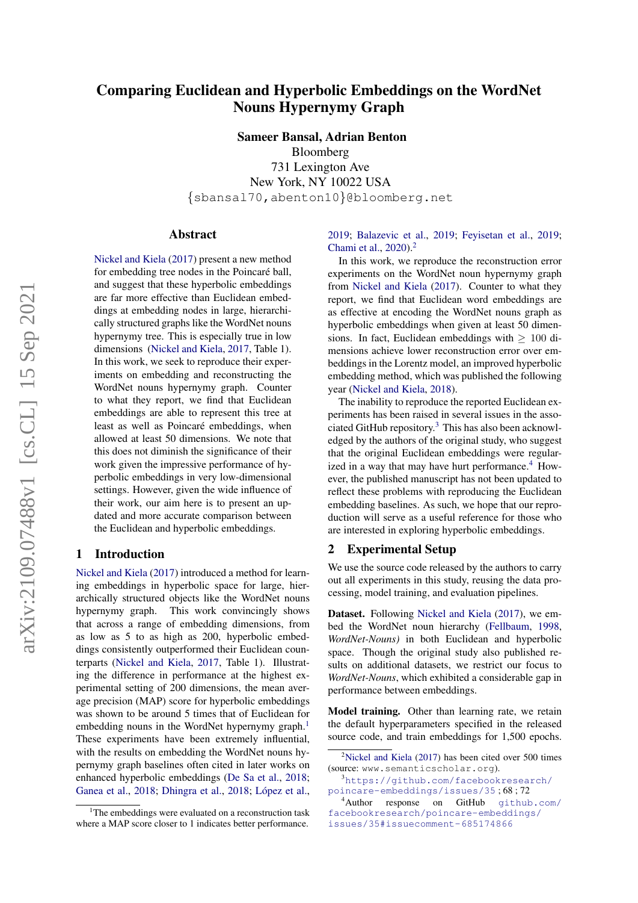# Comparing Euclidean and Hyperbolic Embeddings on the WordNet Nouns Hypernymy Graph

**Sameer Bansal, Adrian Benton**
Bloomberg
731 Lexington Ave
New York, NY 10022 USA
{sbansal70,abenton10}@bloomberg.net

## Abstract

Nickel and Kiela (2017) present a new method for embedding tree nodes in the Poincaré ball, and suggest that these hyperbolic embeddings are far more effective than Euclidean embeddings at embedding nodes in large, hierarchically structured graphs like the WordNet nouns hypernymy tree. This is especially true in low dimensions (Nickel and Kiela, 2017, Table 1). In this work, we seek to reproduce their experiments on embedding and reconstructing the WordNet nouns hypernymy graph. Counter to what they report, we find that Euclidean embeddings are able to represent this tree at least as well as Poincaré embeddings, when allowed at least 50 dimensions. We note that this does not diminish the significance of their work given the impressive performance of hyperbolic embeddings in very low-dimensional settings. However, given the wide influence of their work, our aim here is to present an updated and more accurate comparison between the Euclidean and hyperbolic embeddings.

## 1 Introduction

Nickel and Kiela (2017) introduced a method for learning embeddings in hyperbolic space for large, hierarchically structured objects like the WordNet nouns hypernymy graph. This work convincingly shows that across a range of embedding dimensions, from as low as 5 to as high as 200, hyperbolic embeddings consistently outperformed their Euclidean counterparts (Nickel and Kiela, 2017, Table 1). Illustrating the difference in performance at the highest experimental setting of 200 dimensions, the mean average precision (MAP) score for hyperbolic embeddings was shown to be around 5 times that of Euclidean for embedding nouns in the WordNet hypernymy graph.[1] These experiments have been extremely influential, with the results on embedding the WordNet nouns hypernymy graph baselines often cited in later works on enhanced hyperbolic embeddings (De Sa et al., 2018; Ganea et al., 2018; Dhingra et al., 2018; López et al., 2019; Balazevic et al., 2019; Feyisetan et al., 2019; Chami et al., 2020).[2]

In this work, we reproduce the reconstruction error experiments on the WordNet noun hypernymy graph from Nickel and Kiela (2017). Counter to what they report, we find that Euclidean word embeddings are as effective at encoding the WordNet nouns graph as hyperbolic embeddings when given at least 50 dimensions. In fact, Euclidean embeddings with $\geq$ 100 dimensions achieve lower reconstruction error over embeddings in the Lorentz model, an improved hyperbolic embedding method, which was published the following year (Nickel and Kiela, 2018).

The inability to reproduce the reported Euclidean experiments has been raised in several issues in the associated GitHub repository.[3] This has also been acknowledged by the authors of the original study, who suggest that the original Euclidean embeddings were regularized in a way that may have hurt performance.[4] However, the published manuscript has not been updated to reflect these problems with reproducing the Euclidean embedding baselines. As such, we hope that our reproduction will serve as a useful reference for those who are interested in exploring hyperbolic embeddings.

## 2 Experimental Setup

We use the source code released by the authors to carry out all experiments in this study, reusing the data processing, model training, and evaluation pipelines.

**Dataset.** Following Nickel and Kiela (2017), we embed the WordNet noun hierarchy (Fellbaum, 1998, *WordNet-Nouns)* in both Euclidean and hyperbolic space. Though the original study also published results on additional datasets, we restrict our focus to *WordNet-Nouns*, which exhibited a considerable gap in performance between embeddings.

**Model training.** Other than learning rate, we retain the default hyperparameters specified in the released source code, and train embeddings for 1,500 epochs.

[1] The embeddings were evaluated on a reconstruction task where a MAP score closer to 1 indicates better performance.

[2] Nickel and Kiela (2017) has been cited over 500 times (source: www.semanticscholar.org).

[3] https://github.com/facebookresearch/poincare-embeddings/issues/35 ; 68 ; 72

[4] Author response on GitHub github.com/facebookresearch/poincare-embeddings/issues/35#issuecomment-685174866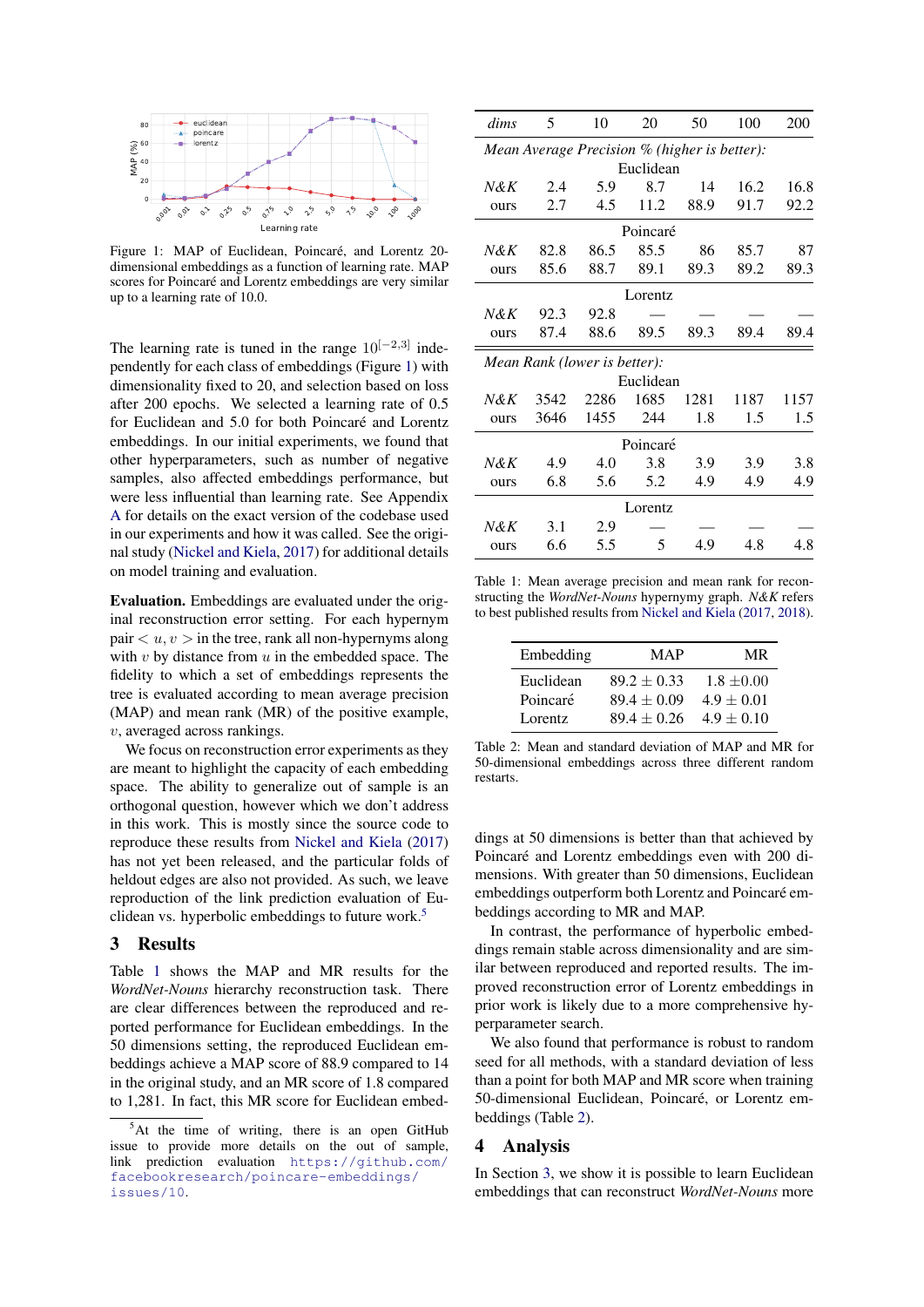Figure 1: MAP of Euclidean, Poincaré, and Lorentz 20-dimensional embeddings as a function of learning rate. MAP scores for Poincaré and Lorentz embeddings are very similar up to a learning rate of 10.0.

The learning rate is tuned in the range $10^{[-2,3]}$ independently for each class of embeddings (Figure 1) with dimensionality fixed to 20, and selection based on loss after 200 epochs. We selected a learning rate of 0.5 for Euclidean and 5.0 for both Poincaré and Lorentz embeddings. In our initial experiments, we found that other hyperparameters, such as number of negative samples, also affected embeddings performance, but were less influential than learning rate. See Appendix A for details on the exact version of the codebase used in our experiments and how it was called. See the original study (Nickel and Kiela, 2017) for additional details on model training and evaluation.

**Evaluation.** Embeddings are evaluated under the original reconstruction error setting. For each hypernym pair $< u, v >$ in the tree, rank all non-hypernyms along with $v$ by distance from $u$ in the embedded space. The fidelity to which a set of embeddings represents the tree is evaluated according to mean average precision (MAP) and mean rank (MR) of the positive example, $v$, averaged across rankings.

We focus on reconstruction error experiments as they are meant to highlight the capacity of each embedding space. The ability to generalize out of sample is an orthogonal question, however which we don't address in this work. This is mostly since the source code to reproduce these results from Nickel and Kiela (2017) has not yet been released, and the particular folds of heldout edges are also not provided. As such, we leave reproduction of the link prediction evaluation of Euclidean vs. hyperbolic embeddings to future work.[5]

## 3 Results

Table 1 shows the MAP and MR results for the *WordNet-Nouns* hierarchy reconstruction task. There are clear differences between the reproduced and reported performance for Euclidean embeddings. In the 50 dimensions setting, the reproduced Euclidean embeddings achieve a MAP score of 88.9 compared to 14 in the original study, and an MR score of 1.8 compared to 1,281. In fact, this MR score for Euclidean embeddings at 50 dimensions is better than that achieved by Poincaré and Lorentz embeddings even with 200 dimensions. With greater than 50 dimensions, Euclidean embeddings outperform both Lorentz and Poincaré embeddings according to MR and MAP.

In contrast, the performance of hyperbolic embeddings remain stable across dimensionality and are similar between reproduced and reported results. The improved reconstruction error of Lorentz embeddings in prior work is likely due to a more comprehensive hyperparameter search.

We also found that performance is robust to random seed for all methods, with a standard deviation of less than a point for both MAP and MR score when training 50-dimensional Euclidean, Poincaré, or Lorentz embeddings (Table 2).

| *dims* | 5 | 10 | 20 | 50 | 100 | 200 |
|---|---|---|---|---|---|---|
| *Mean Average Precision % (higher is better):* | | | | | | |
| Euclidean | | | | | | |
| *N&K* | 2.4 | 5.9 | 8.7 | 14 | 16.2 | 16.8 |
| ours | 2.7 | 4.5 | 11.2 | 88.9 | 91.7 | 92.2 |
| Poincaré | | | | | | |
| *N&K* | 82.8 | 86.5 | 85.5 | 86 | 85.7 | 87 |
| ours | 85.6 | 88.7 | 89.1 | 89.3 | 89.2 | 89.3 |
| Lorentz | | | | | | |
| *N&K* | 92.3 | 92.8 | — | — | — | — |
| ours | 87.4 | 88.6 | 89.5 | 89.3 | 89.4 | 89.4 |
| *Mean Rank (lower is better):* | | | | | | |
| Euclidean | | | | | | |
| *N&K* | 3542 | 2286 | 1685 | 1281 | 1187 | 1157 |
| ours | 3646 | 1455 | 244 | 1.8 | 1.5 | 1.5 |
| Poincaré | | | | | | |
| *N&K* | 4.9 | 4.0 | 3.8 | 3.9 | 3.9 | 3.8 |
| ours | 6.8 | 5.6 | 5.2 | 4.9 | 4.9 | 4.9 |
| Lorentz | | | | | | |
| *N&K* | 3.1 | 2.9 | — | — | — | — |
| ours | 6.6 | 5.5 | 5 | 4.9 | 4.8 | 4.8 |

Table 1: Mean average precision and mean rank for reconstructing the *WordNet-Nouns* hypernymy graph. *N&K* refers to best published results from Nickel and Kiela (2017, 2018).

| Embedding | MAP | MR |
|---|---|---|
| Euclidean | $89.2 \pm 0.33$ | $1.8 \pm 0.00$ |
| Poincaré | $89.4 \pm 0.09$ | $4.9 \pm 0.01$ |
| Lorentz | $89.4 \pm 0.26$ | $4.9 \pm 0.10$ |

Table 2: Mean and standard deviation of MAP and MR for 50-dimensional embeddings across three different random restarts.

## 4 Analysis

In Section 3, we show it is possible to learn Euclidean embeddings that can reconstruct *WordNet-Nouns* more

[5] At the time of writing, there is an open GitHub issue to provide more details on the out of sample, link prediction evaluation: https://github.com/facebookresearch/poincare-embeddings/issues/10.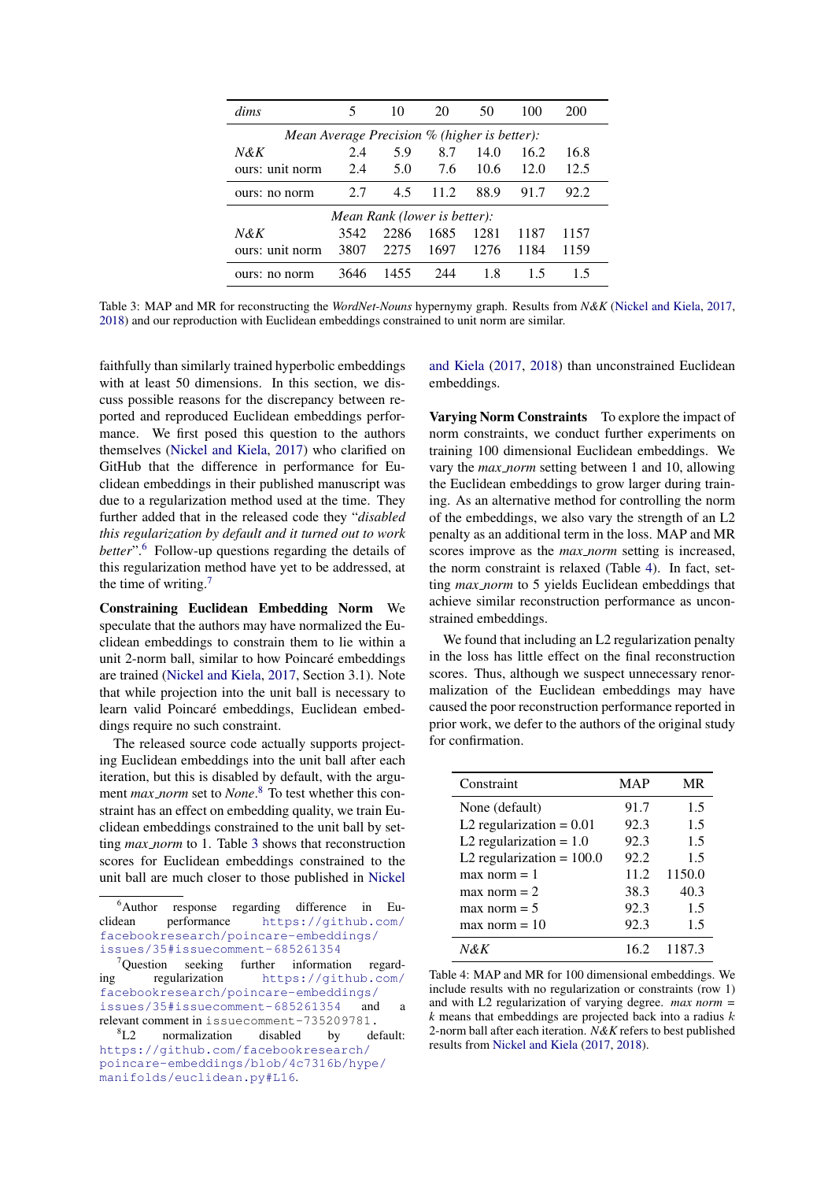| *dims* | 5 | 10 | 20 | 50 | 100 | 200 |
|---|---|---|---|---|---|---|
| *Mean Average Precision % (higher is better):* | | | | | | |
| *N&K* | 2.4 | 5.9 | 8.7 | 14.0 | 16.2 | 16.8 |
| ours: unit norm | 2.4 | 5.0 | 7.6 | 10.6 | 12.0 | 12.5 |
| ours: no norm | 2.7 | 4.5 | 11.2 | 88.9 | 91.7 | 92.2 |
| *Mean Rank (lower is better):* | | | | | | |
| *N&K* | 3542 | 2286 | 1685 | 1281 | 1187 | 1157 |
| ours: unit norm | 3807 | 2275 | 1697 | 1276 | 1184 | 1159 |
| ours: no norm | 3646 | 1455 | 244 | 1.8 | 1.5 | 1.5 |

Table 3: MAP and MR for reconstructing the *WordNet-Nouns* hypernymy graph. Results from *N&K* (Nickel and Kiela, 2017, 2018) and our reproduction with Euclidean embeddings constrained to unit norm are similar.

faithfully than similarly trained hyperbolic embeddings with at least 50 dimensions. In this section, we discuss possible reasons for the discrepancy between reported and reproduced Euclidean embeddings performance. We first posed this question to the authors themselves (Nickel and Kiela, 2017) who clarified on GitHub that the difference in performance for Euclidean embeddings in their published manuscript was due to a regularization method used at the time. They further added that in the released code they "*disabled this regularization by default and it turned out to work better*".[6] Follow-up questions regarding the details of this regularization method have yet to be addressed, at the time of writing.[7]

**Constraining Euclidean Embedding Norm** We speculate that the authors may have normalized the Euclidean embeddings to constrain them to lie within a unit 2-norm ball, similar to how Poincaré embeddings are trained (Nickel and Kiela, 2017, Section 3.1). Note that while projection into the unit ball is necessary to learn valid Poincaré embeddings, Euclidean embeddings require no such constraint.

The released source code actually supports projecting Euclidean embeddings into the unit ball after each iteration, but this is disabled by default, with the argument *max_norm* set to *None*.[8] To test whether this constraint has an effect on embedding quality, we train Euclidean embeddings constrained to the unit ball by setting *max_norm* to 1. Table 3 shows that reconstruction scores for Euclidean embeddings constrained to the unit ball are much closer to those published in Nickel and Kiela (2017, 2018) than unconstrained Euclidean embeddings.

**Varying Norm Constraints** To explore the impact of norm constraints, we conduct further experiments on training 100 dimensional Euclidean embeddings. We vary the *max_norm* setting between 1 and 10, allowing the Euclidean embeddings to grow larger during training. As an alternative method for controlling the norm of the embeddings, we also vary the strength of an L2 penalty as an additional term in the loss. MAP and MR scores improve as the *max_norm* setting is increased, the norm constraint is relaxed (Table 4). In fact, setting *max_norm* to 5 yields Euclidean embeddings that achieve similar reconstruction performance as unconstrained embeddings.

We found that including an L2 regularization penalty in the loss has little effect on the final reconstruction scores. Thus, although we suspect unnecessary renormalization of the Euclidean embeddings may have caused the poor reconstruction performance reported in prior work, we defer to the authors of the original study for confirmation.

| Constraint | MAP | MR |
|---|---|---|
| None (default) | 91.7 | 1.5 |
| L2 regularization = 0.01 | 92.3 | 1.5 |
| L2 regularization = 1.0 | 92.3 | 1.5 |
| L2 regularization = 100.0 | 92.2 | 1.5 |
| max norm = 1 | 11.2 | 1150.0 |
| max norm = 2 | 38.3 | 40.3 |
| max norm = 5 | 92.3 | 1.5 |
| max norm = 10 | 92.3 | 1.5 |
| *N&K* | 16.2 | 1187.3 |

Table 4: MAP and MR for 100 dimensional embeddings. We include results with no regularization or constraints (row 1) and with L2 regularization of varying degree. *max norm* = $k$ means that embeddings are projected back into a radius $k$ 2-norm ball after each iteration. *N&K* refers to best published results from Nickel and Kiela (2017, 2018).

[6] Author response regarding difference in Euclidean performance https://github.com/facebookresearch/poincare-embeddings/issues/35#issuecomment-685261354

[7] Question seeking further information regarding regularization https://github.com/facebookresearch/poincare-embeddings/issues/35#issuecomment-685261354 and a relevant comment in issuecomment-735209781.

[8] L2 normalization disabled by default: https://github.com/facebookresearch/poincare-embeddings/blob/4c7316b/hype/manifolds/euclidean.py#L16.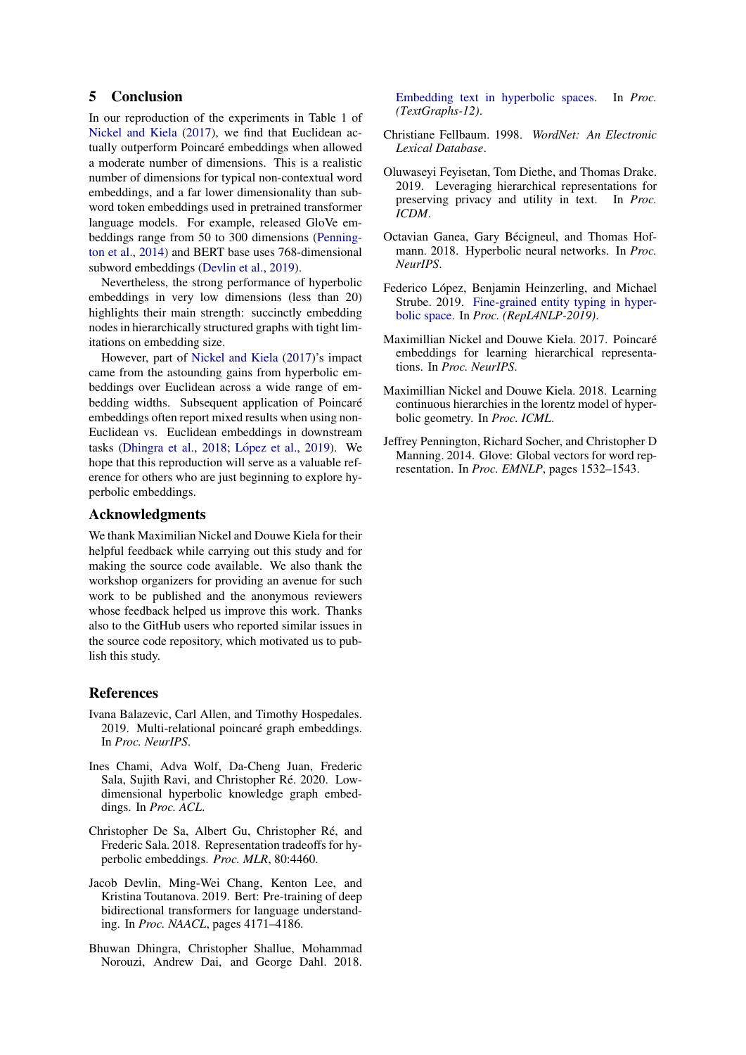## 5 Conclusion

In our reproduction of the experiments in Table 1 of Nickel and Kiela (2017), we find that Euclidean actually outperform Poincaré embeddings when allowed a moderate number of dimensions. This is a realistic number of dimensions for typical non-contextual word embeddings, and a far lower dimensionality than subword token embeddings used in pretrained transformer language models. For example, released GloVe embeddings range from 50 to 300 dimensions (Pennington et al., 2014) and BERT base uses 768-dimensional subword embeddings (Devlin et al., 2019).

Nevertheless, the strong performance of hyperbolic embeddings in very low dimensions (less than 20) highlights their main strength: succinctly embedding nodes in hierarchically structured graphs with tight limitations on embedding size.

However, part of Nickel and Kiela (2017)'s impact came from the astounding gains from hyperbolic embeddings over Euclidean across a wide range of embedding widths. Subsequent application of Poincaré embeddings often report mixed results when using non-Euclidean vs. Euclidean embeddings in downstream tasks (Dhingra et al., 2018; López et al., 2019). We hope that this reproduction will serve as a valuable reference for others who are just beginning to explore hyperbolic embeddings.

## Acknowledgments

We thank Maximilian Nickel and Douwe Kiela for their helpful feedback while carrying out this study and for making the source code available. We also thank the workshop organizers for providing an avenue for such work to be published and the anonymous reviewers whose feedback helped us improve this work. Thanks also to the GitHub users who reported similar issues in the source code repository, which motivated us to publish this study.

## References

Ivana Balazevic, Carl Allen, and Timothy Hospedales. 2019. Multi-relational poincaré graph embeddings. In *Proc. NeurIPS*.

Ines Chami, Adva Wolf, Da-Cheng Juan, Frederic Sala, Sujith Ravi, and Christopher Ré. 2020. Low-dimensional hyperbolic knowledge graph embeddings. In *Proc. ACL*.

Christopher De Sa, Albert Gu, Christopher Ré, and Frederic Sala. 2018. Representation tradeoffs for hyperbolic embeddings. *Proc. MLR*, 80:4460.

Jacob Devlin, Ming-Wei Chang, Kenton Lee, and Kristina Toutanova. 2019. Bert: Pre-training of deep bidirectional transformers for language understanding. In *Proc. NAACL*, pages 4171–4186.

Bhuwan Dhingra, Christopher Shallue, Mohammad Norouzi, Andrew Dai, and George Dahl. 2018. Embedding text in hyperbolic spaces. In *Proc. (TextGraphs-12)*.

Christiane Fellbaum. 1998. *WordNet: An Electronic Lexical Database*.

Oluwaseyi Feyisetan, Tom Diethe, and Thomas Drake. 2019. Leveraging hierarchical representations for preserving privacy and utility in text. In *Proc. ICDM*.

Octavian Ganea, Gary Bécigneul, and Thomas Hofmann. 2018. Hyperbolic neural networks. In *Proc. NeurIPS*.

Federico López, Benjamin Heinzerling, and Michael Strube. 2019. Fine-grained entity typing in hyperbolic space. In *Proc. (RepL4NLP-2019)*.

Maximillian Nickel and Douwe Kiela. 2017. Poincaré embeddings for learning hierarchical representations. In *Proc. NeurIPS*.

Maximillian Nickel and Douwe Kiela. 2018. Learning continuous hierarchies in the lorentz model of hyperbolic geometry. In *Proc. ICML*.

Jeffrey Pennington, Richard Socher, and Christopher D Manning. 2014. Glove: Global vectors for word representation. In *Proc. EMNLP*, pages 1532–1543.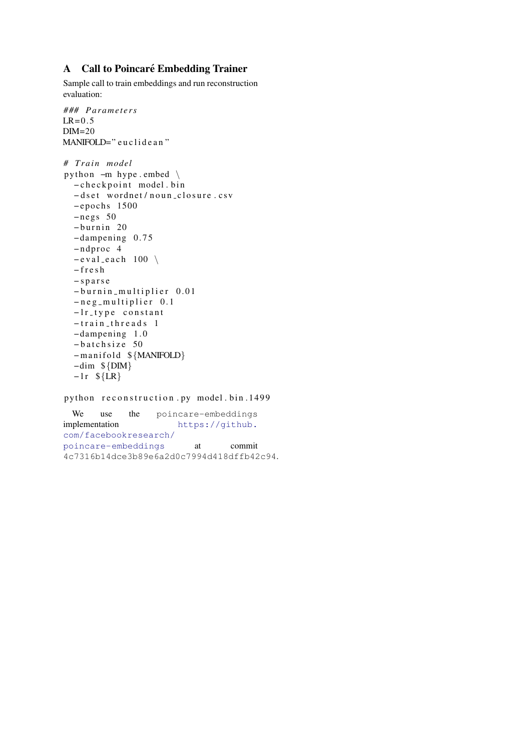## A Call to Poincaré Embedding Trainer

Sample call to train embeddings and run reconstruction evaluation:

```
### Parameters
LR=0.5
DIM=20
MANIFOLD="euclidean"

# Train model
python -m hype.embed \
  -checkpoint model.bin
  -dset wordnet/noun_closure.csv
  -epochs 1500
  -negs 50
  -burnin 20
  -dampening 0.75
  -ndproc 4
  -eval_each 100 \
  -fresh
  -sparse
  -burnin_multiplier 0.01
  -neg_multiplier 0.1
  -lr_type constant
  -train_threads 1
  -dampening 1.0
  -batchsize 50
  -manifold ${MANIFOLD}
  -dim ${DIM}
  -lr ${LR}

python reconstruction.py model.bin.1499
```

We use the `poincare-embeddings` implementation https://github.com/facebookresearch/poincare-embeddings at commit `4c7316b14dce3b89e6a2d0c7994d418dffb42c94`.